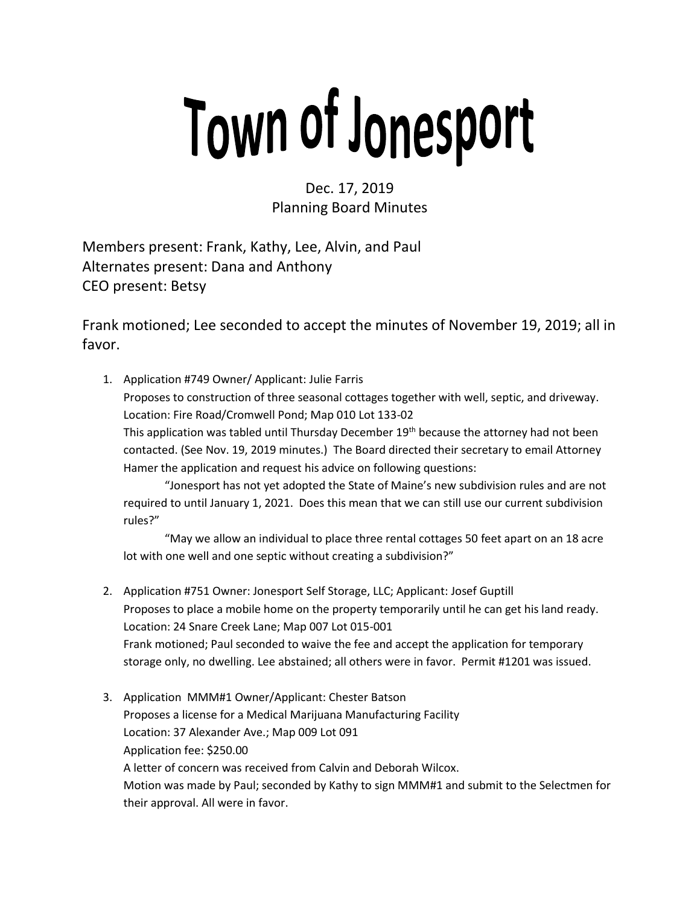# Town of Jonesport

Dec. 17, 2019
Planning Board Minutes

Members present: Frank, Kathy, Lee, Alvin, and Paul
Alternates present: Dana and Anthony
CEO present: Betsy

Frank motioned; Lee seconded to accept the minutes of November 19, 2019; all in favor.

1. Application #749 Owner/ Applicant: Julie Farris
   Proposes to construction of three seasonal cottages together with well, septic, and driveway.
   Location: Fire Road/Cromwell Pond; Map 010 Lot 133-02
   This application was tabled until Thursday December 19th because the attorney had not been contacted. (See Nov. 19, 2019 minutes.) The Board directed their secretary to email Attorney Hamer the application and request his advice on following questions:

   "Jonesport has not yet adopted the State of Maine's new subdivision rules and are not required to until January 1, 2021. Does this mean that we can still use our current subdivision rules?"

   "May we allow an individual to place three rental cottages 50 feet apart on an 18 acre lot with one well and one septic without creating a subdivision?"

2. Application #751 Owner: Jonesport Self Storage, LLC; Applicant: Josef Guptill
   Proposes to place a mobile home on the property temporarily until he can get his land ready.
   Location: 24 Snare Creek Lane; Map 007 Lot 015-001
   Frank motioned; Paul seconded to waive the fee and accept the application for temporary storage only, no dwelling. Lee abstained; all others were in favor. Permit #1201 was issued.

3. Application MMM#1 Owner/Applicant: Chester Batson
   Proposes a license for a Medical Marijuana Manufacturing Facility
   Location: 37 Alexander Ave.; Map 009 Lot 091
   Application fee: $250.00
   A letter of concern was received from Calvin and Deborah Wilcox.
   Motion was made by Paul; seconded by Kathy to sign MMM#1 and submit to the Selectmen for their approval. All were in favor.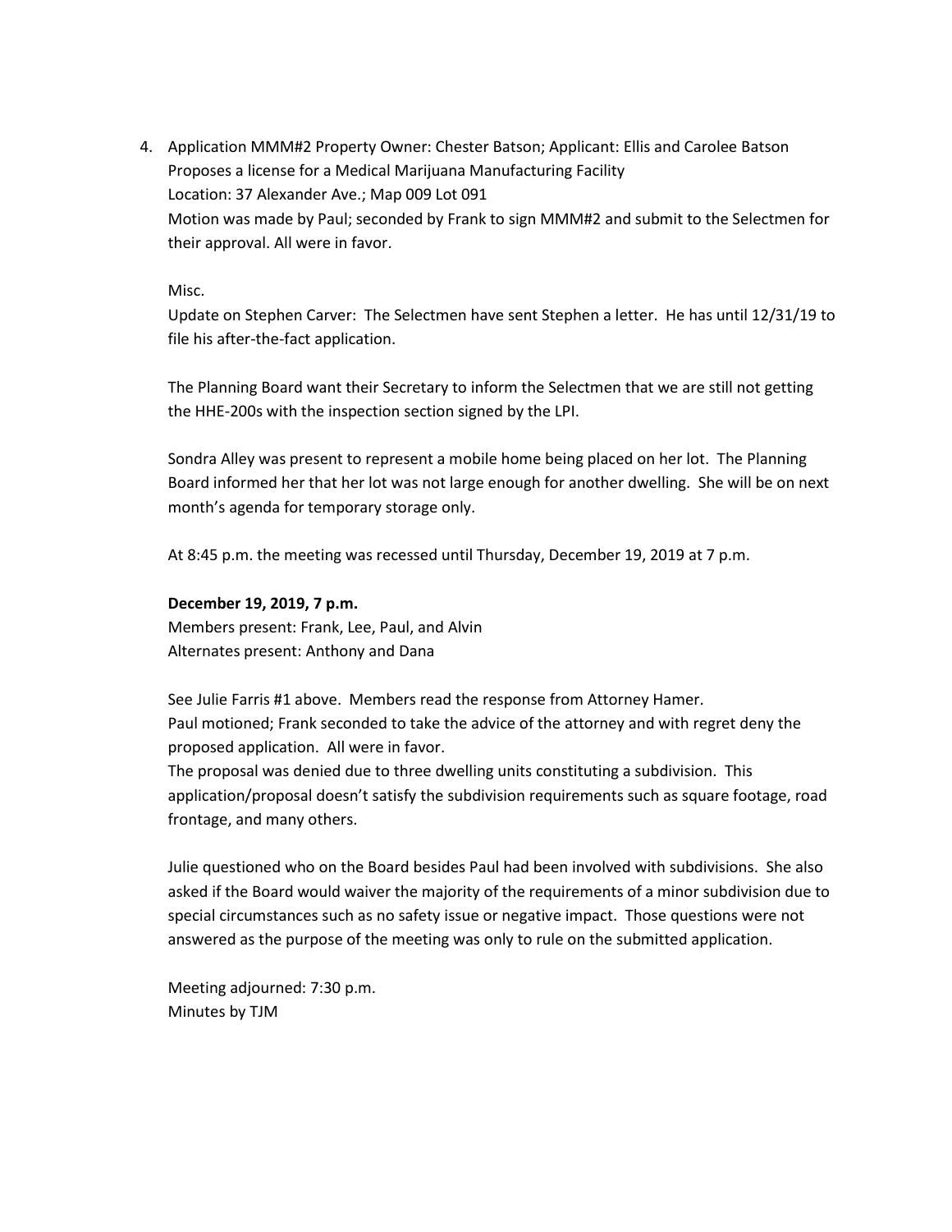4. Application MMM#2 Property Owner: Chester Batson; Applicant: Ellis and Carolee Batson
   Proposes a license for a Medical Marijuana Manufacturing Facility
   Location: 37 Alexander Ave.; Map 009 Lot 091
   Motion was made by Paul; seconded by Frank to sign MMM#2 and submit to the Selectmen for their approval. All were in favor.

Misc.

Update on Stephen Carver: The Selectmen have sent Stephen a letter. He has until 12/31/19 to file his after-the-fact application.

The Planning Board want their Secretary to inform the Selectmen that we are still not getting the HHE-200s with the inspection section signed by the LPI.

Sondra Alley was present to represent a mobile home being placed on her lot. The Planning Board informed her that her lot was not large enough for another dwelling. She will be on next month's agenda for temporary storage only.

At 8:45 p.m. the meeting was recessed until Thursday, December 19, 2019 at 7 p.m.

**December 19, 2019, 7 p.m.**

Members present: Frank, Lee, Paul, and Alvin
Alternates present: Anthony and Dana

See Julie Farris #1 above. Members read the response from Attorney Hamer.
Paul motioned; Frank seconded to take the advice of the attorney and with regret deny the proposed application. All were in favor.
The proposal was denied due to three dwelling units constituting a subdivision. This application/proposal doesn't satisfy the subdivision requirements such as square footage, road frontage, and many others.

Julie questioned who on the Board besides Paul had been involved with subdivisions. She also asked if the Board would waiver the majority of the requirements of a minor subdivision due to special circumstances such as no safety issue or negative impact. Those questions were not answered as the purpose of the meeting was only to rule on the submitted application.

Meeting adjourned: 7:30 p.m.
Minutes by TJM